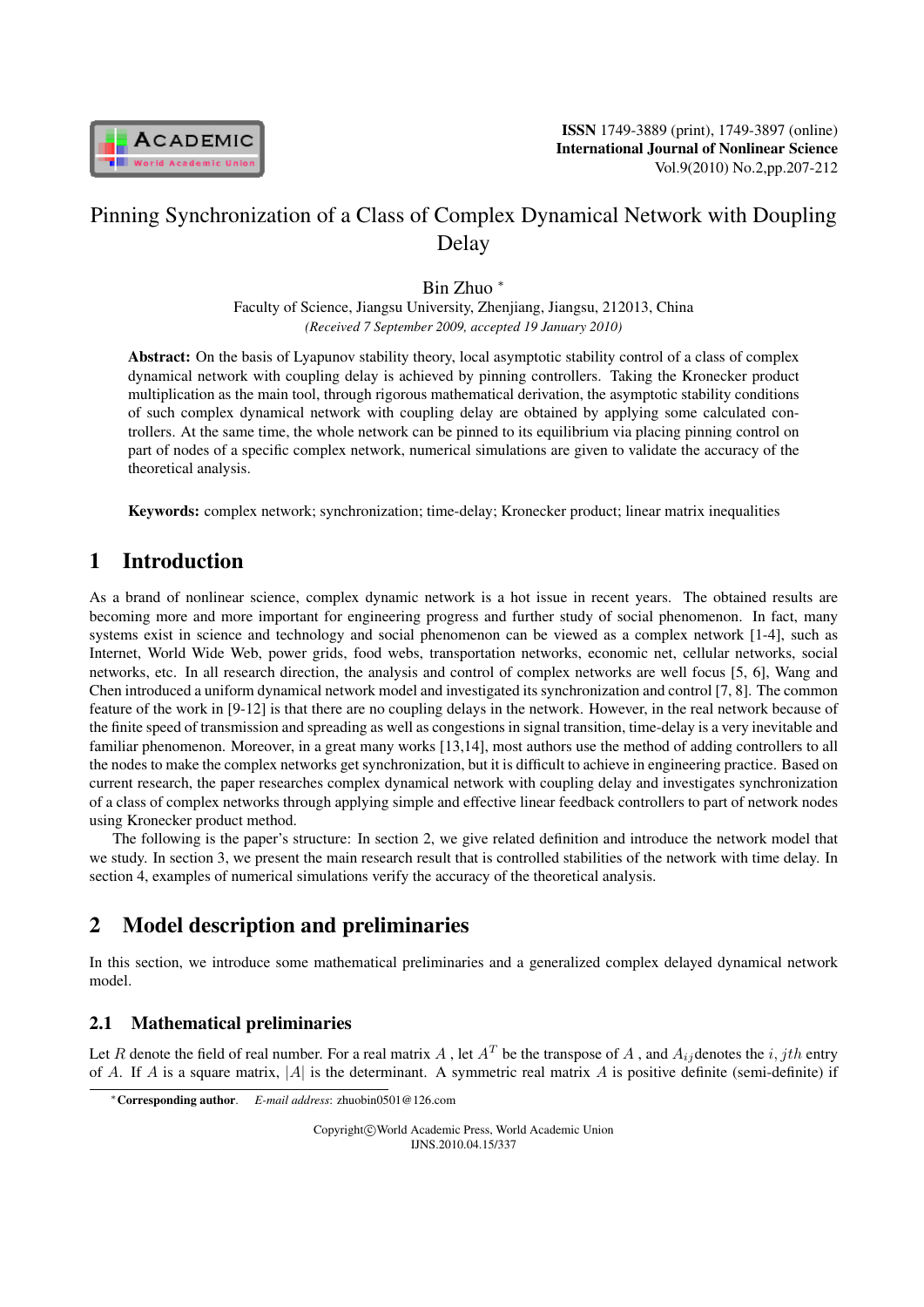# Pinning Synchronization of a Class of Complex Dynamical Network with Doupling Delay

Bin Zhuo *

Faculty of Science, Jiangsu University, Zhenjiang, Jiangsu, 212013, China

*(Received 7 September 2009, accepted 19 January 2010)*

**Abstract:** On the basis of Lyapunov stability theory, local asymptotic stability control of a class of complex dynamical network with coupling delay is achieved by pinning controllers. Taking the Kronecker product multiplication as the main tool, through rigorous mathematical derivation, the asymptotic stability conditions of such complex dynamical network with coupling delay are obtained by applying some calculated controllers. At the same time, the whole network can be pinned to its equilibrium via placing pinning control on part of nodes of a specific complex network, numerical simulations are given to validate the accuracy of the theoretical analysis.

**Keywords:** complex network; synchronization; time-delay; Kronecker product; linear matrix inequalities

## 1 Introduction

As a brand of nonlinear science, complex dynamic network is a hot issue in recent years. The obtained results are becoming more and more important for engineering progress and further study of social phenomenon. In fact, many systems exist in science and technology and social phenomenon can be viewed as a complex network [1-4], such as Internet, World Wide Web, power grids, food webs, transportation networks, economic net, cellular networks, social networks, etc. In all research direction, the analysis and control of complex networks are well focus [5, 6], Wang and Chen introduced a uniform dynamical network model and investigated its synchronization and control [7, 8]. The common feature of the work in [9-12] is that there are no coupling delays in the network. However, in the real network because of the finite speed of transmission and spreading as well as congestions in signal transition, time-delay is a very inevitable and familiar phenomenon. Moreover, in a great many works [13,14], most authors use the method of adding controllers to all the nodes to make the complex networks get synchronization, but it is difficult to achieve in engineering practice. Based on current research, the paper researches complex dynamical network with coupling delay and investigates synchronization of a class of complex networks through applying simple and effective linear feedback controllers to part of network nodes using Kronecker product method.

The following is the paper's structure: In section 2, we give related definition and introduce the network model that we study. In section 3, we present the main research result that is controlled stabilities of the network with time delay. In section 4, examples of numerical simulations verify the accuracy of the theoretical analysis.

## 2 Model description and preliminaries

In this section, we introduce some mathematical preliminaries and a generalized complex delayed dynamical network model.

### 2.1 Mathematical preliminaries

Let $R$ denote the field of real number. For a real matrix $A$ , let $A^T$ be the transpose of $A$ , and $A_{ij}$ denotes the $i, jth$ entry of $A$. If $A$ is a square matrix, $|A|$ is the determinant. A symmetric real matrix $A$ is positive definite (semi-definite) if

*Corresponding author. *E-mail address*: zhuobin0501@126.com

Copyright©World Academic Press, World Academic Union
IJNS.2010.04.15/337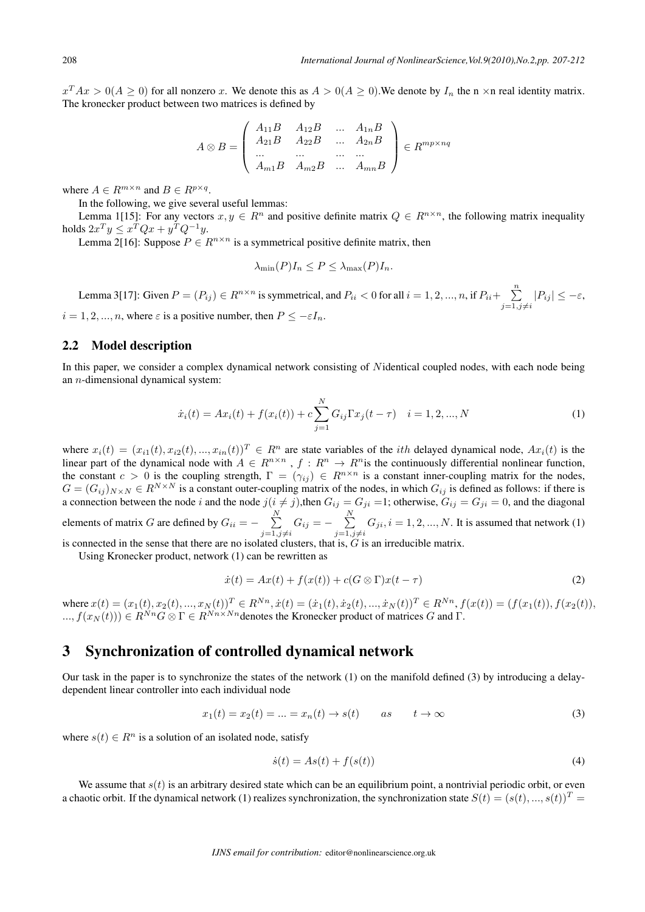$x^TAx > 0(A \geq 0)$ for all nonzero $x$. We denote this as $A > 0(A \geq 0)$.We denote by $I_n$ the n ×n real identity matrix. The kronecker product between two matrices is defined by

$$A \otimes B = \begin{pmatrix} A_{11}B & A_{12}B & ... & A_{1n}B \\ A_{21}B & A_{22}B & ... & A_{2n}B \\ ... & ... & ... & ... \\ A_{m1}B & A_{m2}B & ... & A_{mn}B \end{pmatrix} \in R^{mp \times nq}$$

where $A \in R^{m \times n}$ and $B \in R^{p \times q}$.

In the following, we give several useful lemmas:

Lemma 1[15]: For any vectors $x, y \in R^n$ and positive definite matrix $Q \in R^{n \times n}$, the following matrix inequality holds $2x^Ty \leq x^TQx + y^TQ^{-1}y$.

Lemma 2[16]: Suppose $P \in R^{n \times n}$ is a symmetrical positive definite matrix, then

$$\lambda_{\min}(P)I_n \leq P \leq \lambda_{\max}(P)I_n.$$

Lemma 3[17]: Given $P = (P_{ij}) \in R^{n \times n}$ is symmetrical, and $P_{ii} < 0$ for all $i = 1, 2, ..., n$, if $P_{ii} + \sum\limits_{j=1, j \neq i}^{n} |P_{ij}| \leq -\varepsilon$, $i = 1, 2, ..., n$, where $\varepsilon$ is a positive number, then $P \leq -\varepsilon I_n$.

## 2.2 Model description

In this paper, we consider a complex dynamical network consisting of $N$identical coupled nodes, with each node being an $n$-dimensional dynamical system:

$$\dot{x}_i(t) = Ax_i(t) + f(x_i(t)) + c\sum_{j=1}^{N} G_{ij}\Gamma x_j(t - \tau) \quad i = 1, 2, ..., N \tag{1}$$

where $x_i(t) = (x_{i1}(t), x_{i2}(t), ..., x_{in}(t))^T \in R^n$ are state variables of the $ith$ delayed dynamical node, $Ax_i(t)$ is the linear part of the dynamical node with $A \in R^{n \times n}$ , $f : R^n \to R^n$is the continuously differential nonlinear function, the constant $c > 0$ is the coupling strength, $\Gamma = (\gamma_{ij}) \in R^{n \times n}$ is a constant inner-coupling matrix for the nodes, $G = (G_{ij})_{N \times N} \in R^{N \times N}$ is a constant outer-coupling matrix of the nodes, in which $G_{ij}$ is defined as follows: if there is a connection between the node $i$ and the node $j(i \neq j)$,then $G_{ij} = G_{ji}$ =1; otherwise, $G_{ij} = G_{ji} = 0$, and the diagonal elements of matrix $G$ are defined by $G_{ii} = -\sum\limits_{j=1, j \neq i}^{N} G_{ij} = -\sum\limits_{j=1, j \neq i}^{N} G_{ji}, i = 1, 2, ..., N$. It is assumed that network (1) is connected in the sense that there are no isolated clusters, that is, $G$ is an irreducible matrix.

Using Kronecker product, network (1) can be rewritten as

$$\dot{x}(t) = Ax(t) + f(x(t)) + c(G \otimes \Gamma)x(t - \tau) \tag{2}$$

where $x(t) = (x_1(t), x_2(t), ..., x_N(t))^T \in R^{Nn}, \dot{x}(t) = (\dot{x}_1(t), \dot{x}_2(t), ..., \dot{x}_N(t))^T \in R^{Nn}, f(x(t)) = (f(x_1(t)), f(x_2(t)), ..., f(x_N(t))) \in R^{Nn} G \otimes \Gamma \in R^{Nn \times Nn}$denotes the Kronecker product of matrices $G$ and $\Gamma$.

# 3 Synchronization of controlled dynamical network

Our task in the paper is to synchronize the states of the network (1) on the manifold defined (3) by introducing a delay-dependent linear controller into each individual node

$$x_1(t) = x_2(t) = ... = x_n(t) \to s(t) \qquad as \qquad t \to \infty \tag{3}$$

where $s(t) \in R^n$ is a solution of an isolated node, satisfy

$$\dot{s}(t) = As(t) + f(s(t)) \tag{4}$$

We assume that $s(t)$ is an arbitrary desired state which can be an equilibrium point, a nontrivial periodic orbit, or even a chaotic orbit. If the dynamical network (1) realizes synchronization, the synchronization state $S(t) = (s(t), ..., s(t))^T =$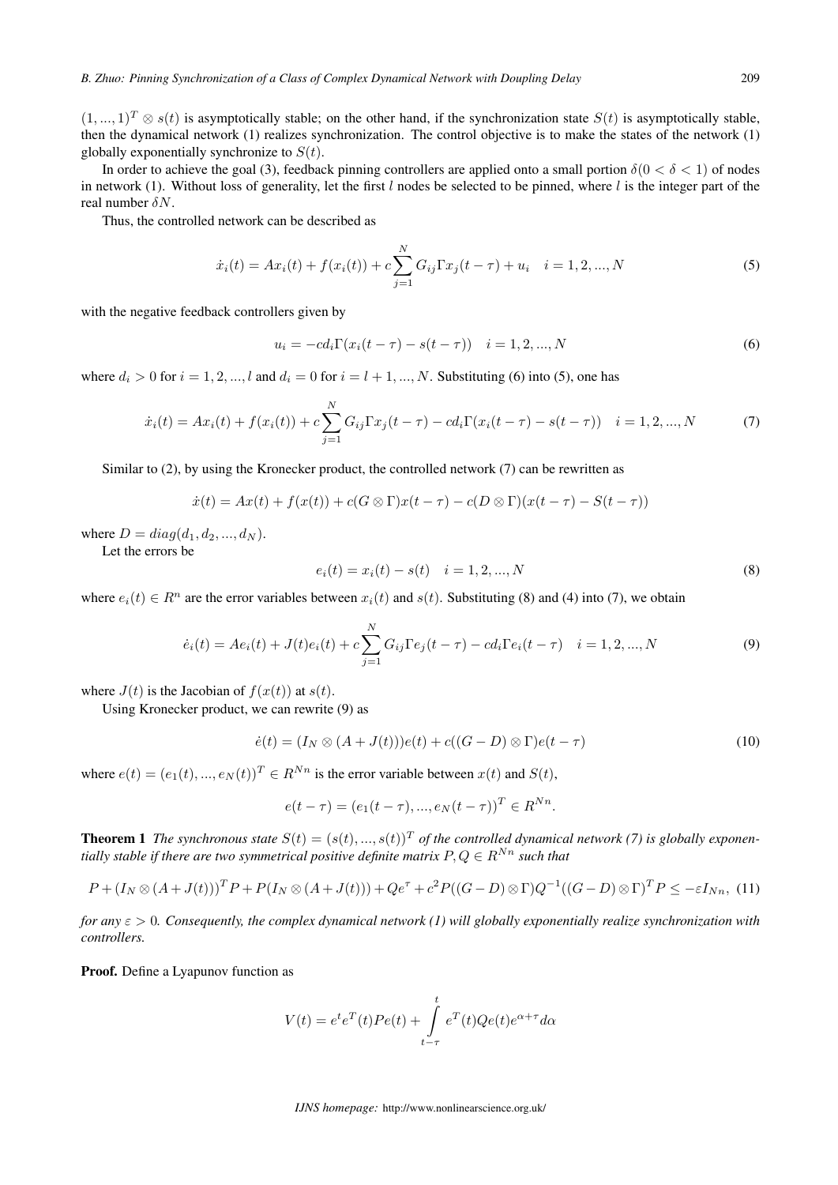$(1,...,1)^T \otimes s(t)$ is asymptotically stable; on the other hand, if the synchronization state $S(t)$ is asymptotically stable, then the dynamical network (1) realizes synchronization. The control objective is to make the states of the network (1) globally exponentially synchronize to $S(t)$.

In order to achieve the goal (3), feedback pinning controllers are applied onto a small portion $\delta(0 < \delta < 1)$ of nodes in network (1). Without loss of generality, let the first $l$ nodes be selected to be pinned, where $l$ is the integer part of the real number $\delta N$.

Thus, the controlled network can be described as

$$\dot{x}_i(t) = Ax_i(t) + f(x_i(t)) + c\sum_{j=1}^{N} G_{ij}\Gamma x_j(t-\tau) + u_i \quad i = 1,2,...,N \tag{5}$$

with the negative feedback controllers given by

$$u_i = -cd_i\Gamma(x_i(t-\tau) - s(t-\tau)) \quad i = 1,2,...,N \tag{6}$$

where $d_i > 0$ for $i = 1,2,...,l$ and $d_i = 0$ for $i = l+1,...,N$. Substituting (6) into (5), one has

$$\dot{x}_i(t) = Ax_i(t) + f(x_i(t)) + c\sum_{j=1}^{N} G_{ij}\Gamma x_j(t-\tau) - cd_i\Gamma(x_i(t-\tau) - s(t-\tau)) \quad i = 1,2,...,N \tag{7}$$

Similar to (2), by using the Kronecker product, the controlled network (7) can be rewritten as

$$\dot{x}(t) = Ax(t) + f(x(t)) + c(G \otimes \Gamma)x(t-\tau) - c(D \otimes \Gamma)(x(t-\tau) - S(t-\tau))$$

where $D = diag(d_1, d_2, ..., d_N)$.

Let the errors be

$$e_i(t) = x_i(t) - s(t) \quad i = 1,2,...,N \tag{8}$$

where $e_i(t) \in R^n$ are the error variables between $x_i(t)$ and $s(t)$. Substituting (8) and (4) into (7), we obtain

$$\dot{e}_i(t) = Ae_i(t) + J(t)e_i(t) + c\sum_{j=1}^{N} G_{ij}\Gamma e_j(t-\tau) - cd_i\Gamma e_i(t-\tau) \quad i = 1,2,...,N \tag{9}$$

where $J(t)$ is the Jacobian of $f(x(t))$ at $s(t)$.

Using Kronecker product, we can rewrite (9) as

$$\dot{e}(t) = (I_N \otimes (A + J(t)))e(t) + c((G-D) \otimes \Gamma)e(t-\tau) \tag{10}$$

where $e(t) = (e_1(t), ..., e_N(t))^T \in R^{Nn}$ is the error variable between $x(t)$ and $S(t)$,

$$e(t-\tau) = (e_1(t-\tau), ..., e_N(t-\tau))^T \in R^{Nn}.$$

**Theorem 1** *The synchronous state $S(t) = (s(t), ..., s(t))^T$ of the controlled dynamical network (7) is globally exponentially stable if there are two symmetrical positive definite matrix $P, Q \in R^{Nn}$ such that*

$$P + (I_N \otimes (A + J(t)))^T P + P(I_N \otimes (A + J(t))) + Qe^{\tau} + c^2 P((G-D) \otimes \Gamma)Q^{-1}((G-D) \otimes \Gamma)^T P \leq -\varepsilon I_{Nn}, \tag{11}$$

*for any $\varepsilon > 0$. Consequently, the complex dynamical network (1) will globally exponentially realize synchronization with controllers.*

**Proof.** Define a Lyapunov function as

$$V(t) = e^t e^T(t)Pe(t) + \int_{t-\tau}^{t} e^T(t)Qe(t)e^{\alpha+\tau}d\alpha$$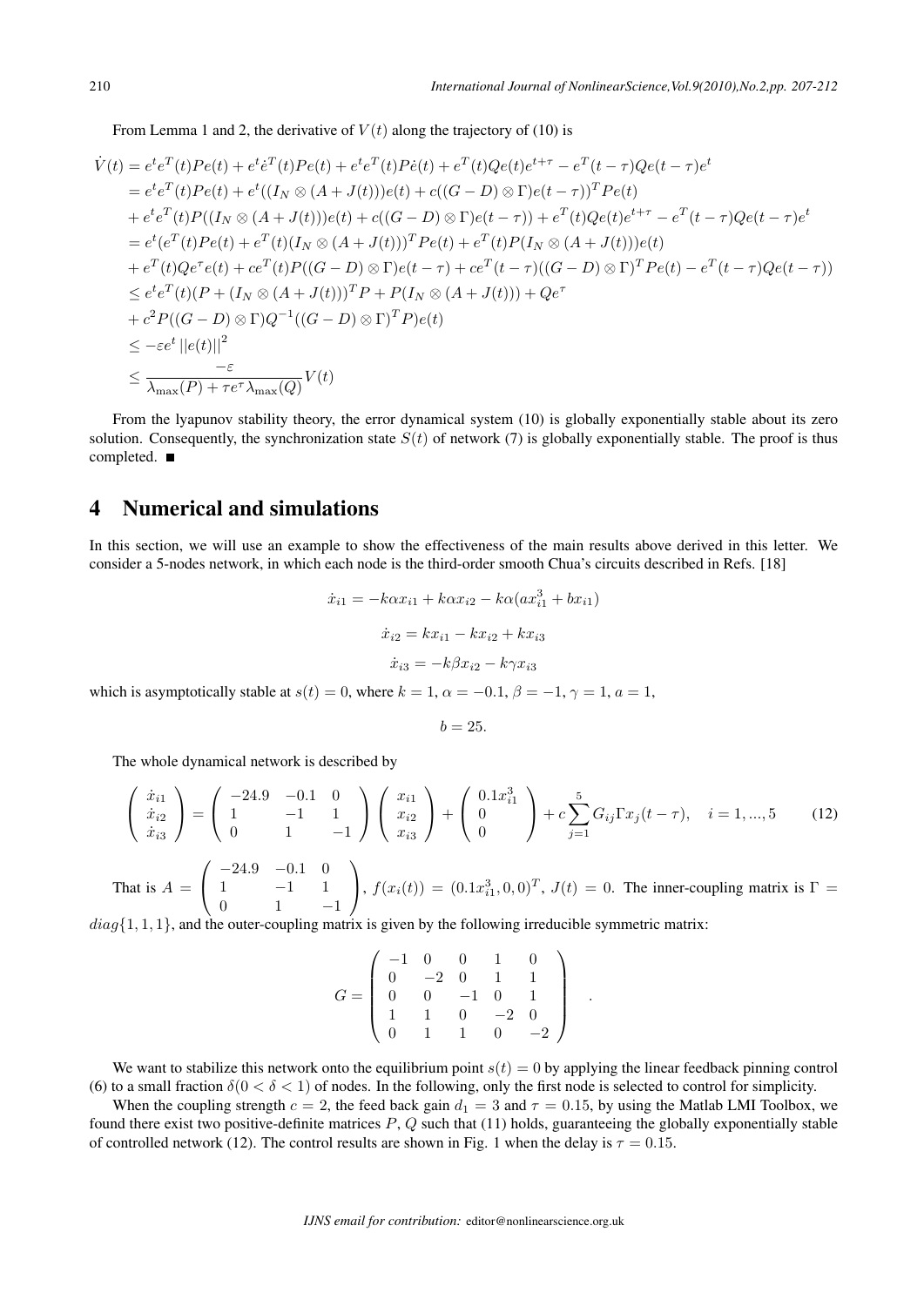From Lemma 1 and 2, the derivative of $V(t)$ along the trajectory of (10) is

$$
\begin{aligned}
\dot{V}(t) &= e^t e^T(t)Pe(t) + e^t \dot{e}^T(t)Pe(t) + e^t e^T(t)P\dot{e}(t) + e^T(t)Qe(t)e^{t+\tau} - e^T(t-\tau)Qe(t-\tau)e^t \\
&= e^t e^T(t)Pe(t) + e^t((I_N \otimes (A+J(t)))e(t) + c((G-D)\otimes\Gamma)e(t-\tau))^T Pe(t) \\
&+ e^t e^T(t)P((I_N \otimes (A+J(t)))e(t) + c((G-D)\otimes\Gamma)e(t-\tau)) + e^T(t)Qe(t)e^{t+\tau} - e^T(t-\tau)Qe(t-\tau)e^t \\
&= e^t(e^T(t)Pe(t) + e^T(t)(I_N \otimes (A+J(t)))^T Pe(t) + e^T(t)P(I_N \otimes (A+J(t)))e(t) \\
&+ e^T(t)Qe^\tau e(t) + ce^T(t)P((G-D)\otimes\Gamma)e(t-\tau) + ce^T(t-\tau)((G-D)\otimes\Gamma)^T Pe(t) - e^T(t-\tau)Qe(t-\tau)) \\
&\le e^t e^T(t)(P + (I_N \otimes (A+J(t)))^T P + P(I_N \otimes (A+J(t))) + Qe^\tau \\
&+ c^2 P((G-D)\otimes\Gamma)Q^{-1}((G-D)\otimes\Gamma)^T P)e(t) \\
&\le -\varepsilon e^t \left\|e(t)\right\|^2 \\
&\le \frac{-\varepsilon}{\lambda_{\max}(P) + \tau e^\tau \lambda_{\max}(Q)} V(t)
\end{aligned}
$$

From the lyapunov stability theory, the error dynamical system (10) is globally exponentially stable about its zero solution. Consequently, the synchronization state $S(t)$ of network (7) is globally exponentially stable. The proof is thus completed. ■

## 4 Numerical and simulations

In this section, we will use an example to show the effectiveness of the main results above derived in this letter. We consider a 5-nodes network, in which each node is the third-order smooth Chua's circuits described in Refs. [18]

$$\dot{x}_{i1} = -k\alpha x_{i1} + k\alpha x_{i2} - k\alpha(a x_{i1}^3 + b x_{i1})$$

$$\dot{x}_{i2} = k x_{i1} - k x_{i2} + k x_{i3}$$

$$\dot{x}_{i3} = -k\beta x_{i2} - k\gamma x_{i3}$$

which is asymptotically stable at $s(t) = 0$, where $k = 1$, $\alpha = -0.1$, $\beta = -1$, $\gamma = 1$, $a = 1$,

$$b = 25.$$

The whole dynamical network is described by

$$
\begin{pmatrix} \dot{x}_{i1} \\ \dot{x}_{i2} \\ \dot{x}_{i3} \end{pmatrix} = \begin{pmatrix} -24.9 & -0.1 & 0 \\ 1 & -1 & 1 \\ 0 & 1 & -1 \end{pmatrix} \begin{pmatrix} x_{i1} \\ x_{i2} \\ x_{i3} \end{pmatrix} + \begin{pmatrix} 0.1x_{i1}^3 \\ 0 \\ 0 \end{pmatrix} + c\sum_{j=1}^{5} G_{ij}\Gamma x_j(t-\tau), \quad i = 1, ..., 5 \tag{12}
$$

That is $A = \begin{pmatrix} -24.9 & -0.1 & 0 \\ 1 & -1 & 1 \\ 0 & 1 & -1 \end{pmatrix}$, $f(x_i(t)) = (0.1x_{i1}^3, 0, 0)^T$, $J(t) = 0$. The inner-coupling matrix is $\Gamma = diag\{1, 1, 1\}$, and the outer-coupling matrix is given by the following irreducible symmetric matrix:

$$
G = \begin{pmatrix} -1 & 0 & 0 & 1 & 0 \\ 0 & -2 & 0 & 1 & 1 \\ 0 & 0 & -1 & 0 & 1 \\ 1 & 1 & 0 & -2 & 0 \\ 0 & 1 & 1 & 0 & -2 \end{pmatrix}.
$$

We want to stabilize this network onto the equilibrium point $s(t) = 0$ by applying the linear feedback pinning control (6) to a small fraction $\delta(0 < \delta < 1)$ of nodes. In the following, only the first node is selected to control for simplicity.

When the coupling strength $c = 2$, the feed back gain $d_1 = 3$ and $\tau = 0.15$, by using the Matlab LMI Toolbox, we found there exist two positive-definite matrices $P$, $Q$ such that (11) holds, guaranteeing the globally exponentially stable of controlled network (12). The control results are shown in Fig. 1 when the delay is $\tau = 0.15$.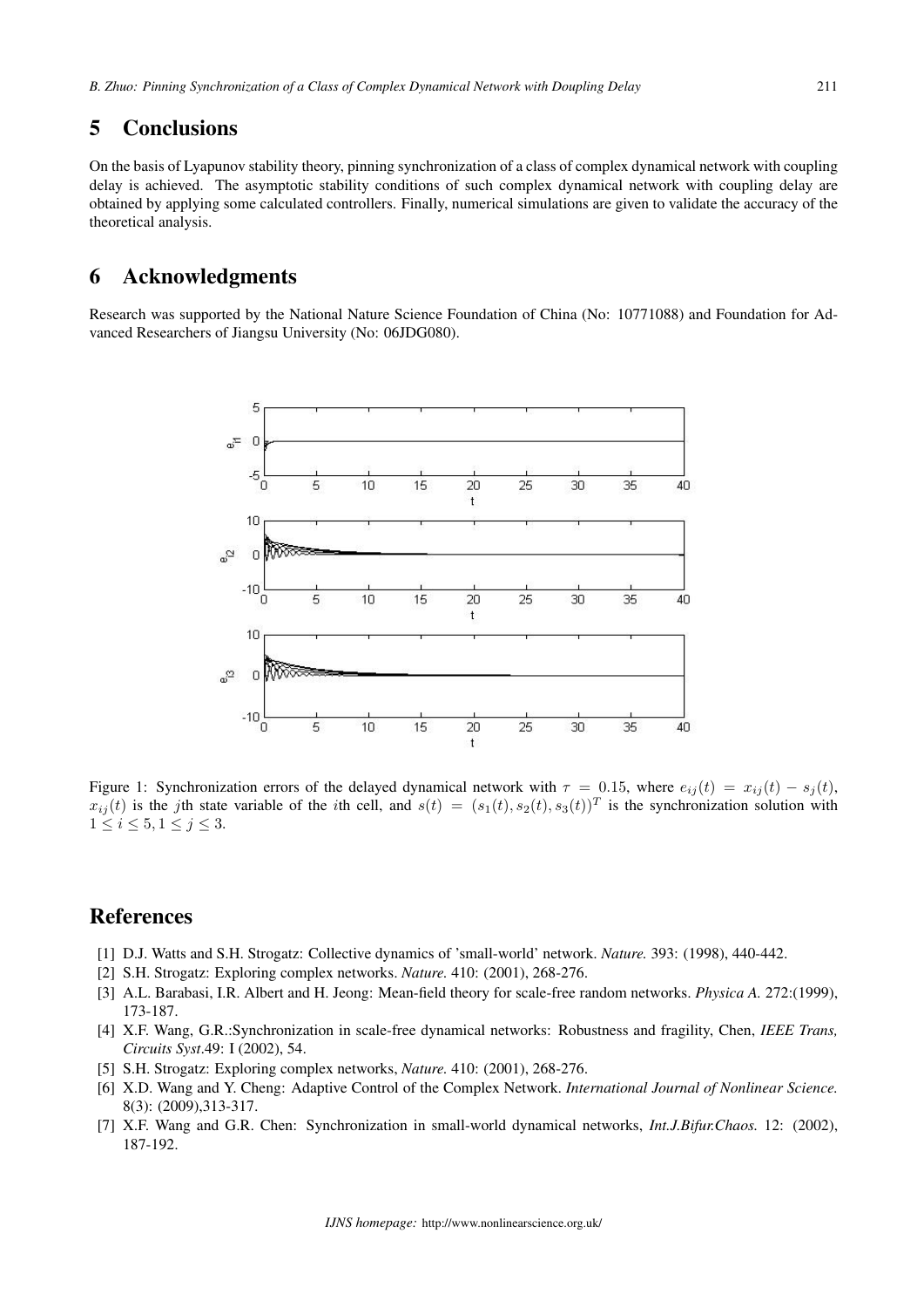# 5 Conclusions

On the basis of Lyapunov stability theory, pinning synchronization of a class of complex dynamical network with coupling delay is achieved. The asymptotic stability conditions of such complex dynamical network with coupling delay are obtained by applying some calculated controllers. Finally, numerical simulations are given to validate the accuracy of the theoretical analysis.

# 6 Acknowledgments

Research was supported by the National Nature Science Foundation of China (No: 10771088) and Foundation for Advanced Researchers of Jiangsu University (No: 06JDG080).

Figure 1: Synchronization errors of the delayed dynamical network with $\tau = 0.15$, where $e_{ij}(t) = x_{ij}(t) - s_j(t)$, $x_{ij}(t)$ is the $j$th state variable of the $i$th cell, and $s(t) = (s_1(t), s_2(t), s_3(t))^T$ is the synchronization solution with $1 \leq i \leq 5, 1 \leq j \leq 3$.

# References

[1] D.J. Watts and S.H. Strogatz: Collective dynamics of 'small-world' network. *Nature.* 393: (1998), 440-442.

[2] S.H. Strogatz: Exploring complex networks. *Nature.* 410: (2001), 268-276.

[3] A.L. Barabasi, I.R. Albert and H. Jeong: Mean-field theory for scale-free random networks. *Physica A.* 272:(1999), 173-187.

[4] X.F. Wang, G.R.:Synchronization in scale-free dynamical networks: Robustness and fragility, Chen, *IEEE Trans, Circuits Syst*.49: I (2002), 54.

[5] S.H. Strogatz: Exploring complex networks, *Nature.* 410: (2001), 268-276.

[6] X.D. Wang and Y. Cheng: Adaptive Control of the Complex Network. *International Journal of Nonlinear Science.* 8(3): (2009),313-317.

[7] X.F. Wang and G.R. Chen: Synchronization in small-world dynamical networks, *Int.J.Bifur.Chaos.* 12: (2002), 187-192.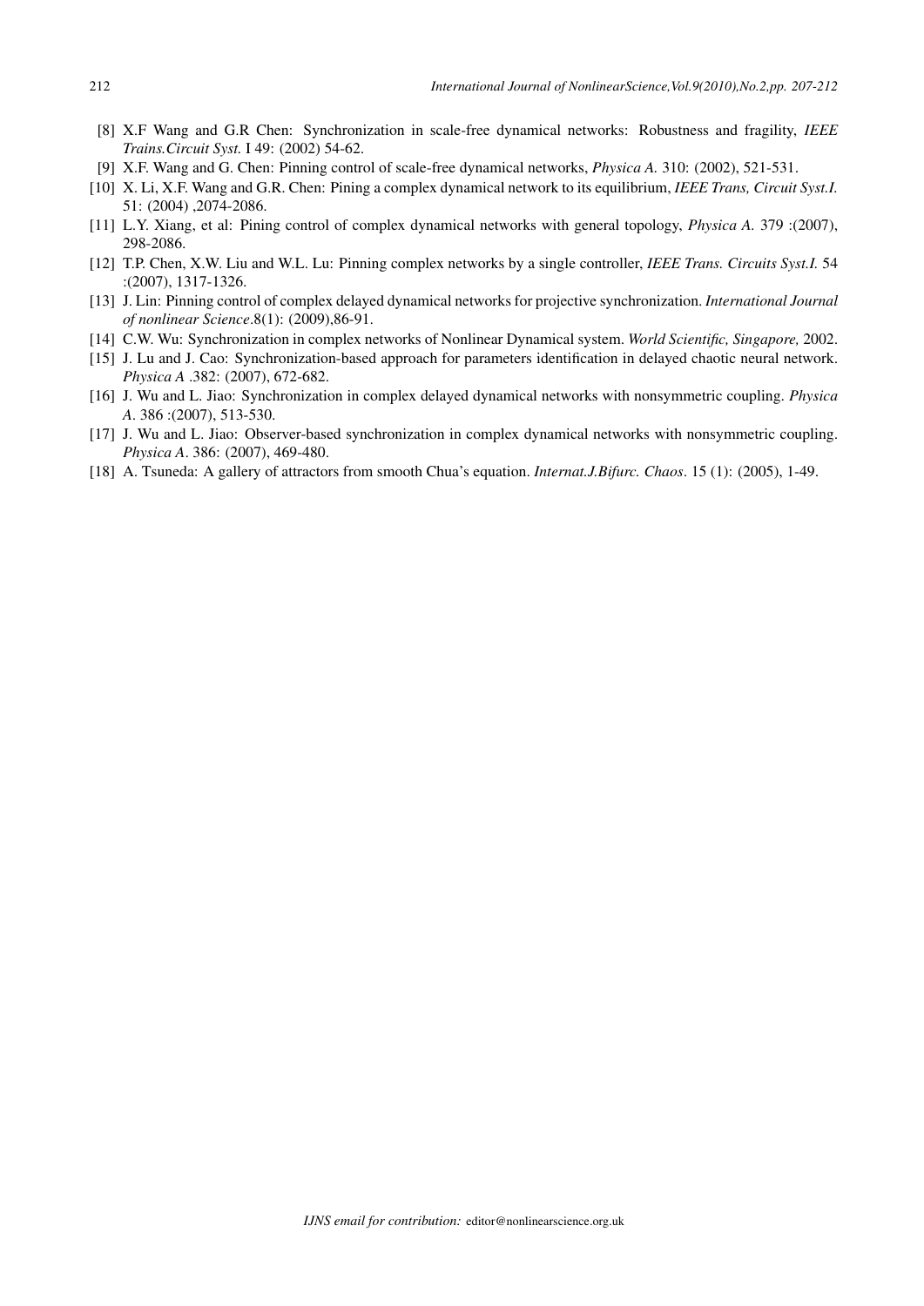- [8] X.F Wang and G.R Chen: Synchronization in scale-free dynamical networks: Robustness and fragility, *IEEE Trains.Circuit Syst.* I 49: (2002) 54-62.
- [9] X.F. Wang and G. Chen: Pinning control of scale-free dynamical networks, *Physica A.* 310: (2002), 521-531.
- [10] X. Li, X.F. Wang and G.R. Chen: Pining a complex dynamical network to its equilibrium, *IEEE Trans, Circuit Syst.I.* 51: (2004) ,2074-2086.
- [11] L.Y. Xiang, et al: Pining control of complex dynamical networks with general topology, *Physica A.* 379 :(2007), 298-2086.
- [12] T.P. Chen, X.W. Liu and W.L. Lu: Pinning complex networks by a single controller, *IEEE Trans. Circuits Syst.I.* 54 :(2007), 1317-1326.
- [13] J. Lin: Pinning control of complex delayed dynamical networks for projective synchronization. *International Journal of nonlinear Science*.8(1): (2009),86-91.
- [14] C.W. Wu: Synchronization in complex networks of Nonlinear Dynamical system. *World Scientific, Singapore,* 2002.
- [15] J. Lu and J. Cao: Synchronization-based approach for parameters identification in delayed chaotic neural network. *Physica A* .382: (2007), 672-682.
- [16] J. Wu and L. Jiao: Synchronization in complex delayed dynamical networks with nonsymmetric coupling. *Physica A*. 386 :(2007), 513-530.
- [17] J. Wu and L. Jiao: Observer-based synchronization in complex dynamical networks with nonsymmetric coupling. *Physica A*. 386: (2007), 469-480.
- [18] A. Tsuneda: A gallery of attractors from smooth Chua's equation. *Internat.J.Bifurc. Chaos*. 15 (1): (2005), 1-49.